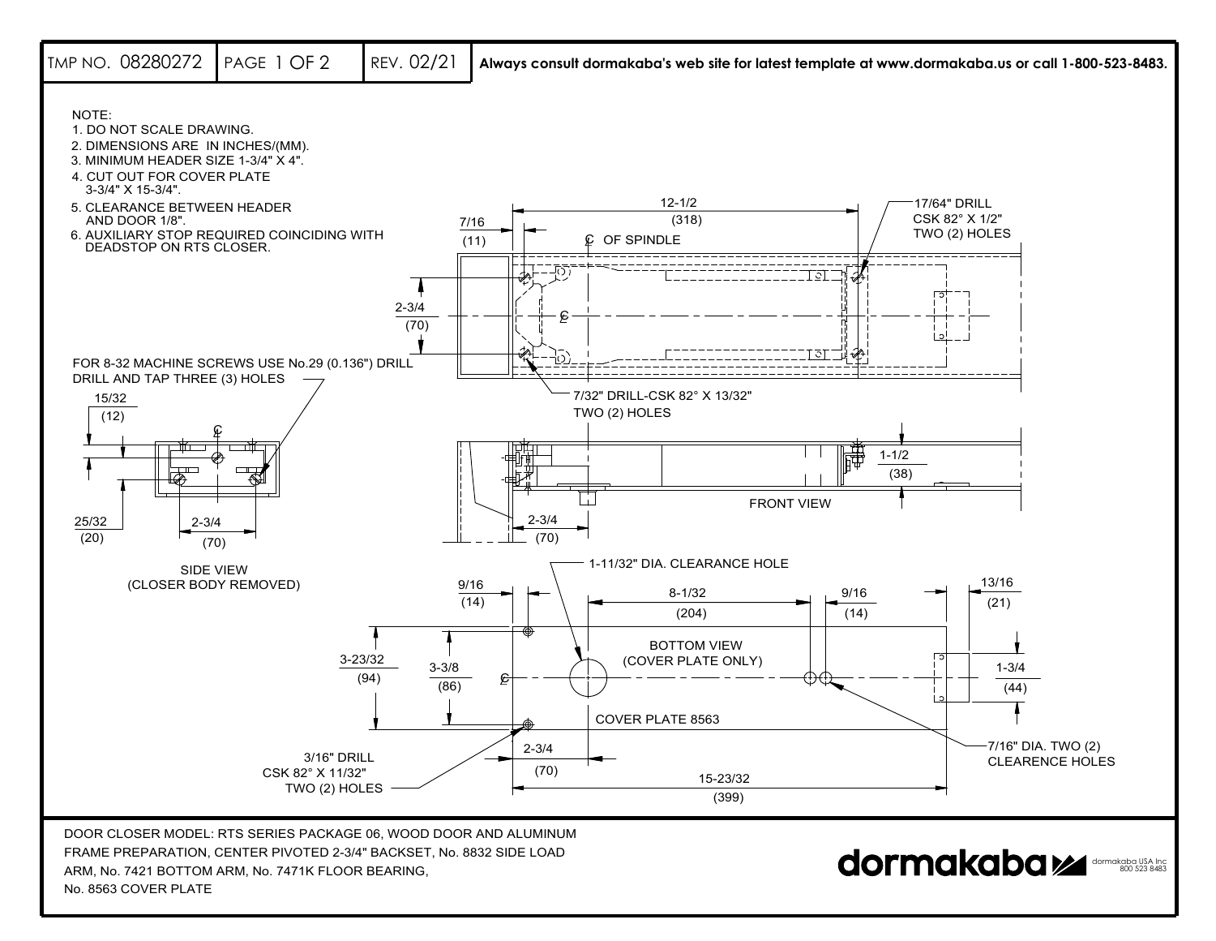TMP NO. 08280272 | PAGE 1 OF 2 | REV. 02/21 | **Always consult dormakaba's web site for latest template at www.dormakaba.us or call 1-800-523-8483.**

NOTE:

1. DO NOT SCALE DRAWING.
2. DIMENSIONS ARE IN INCHES/(MM).
3. MINIMUM HEADER SIZE 1-3/4" X 4".
4. CUT OUT FOR COVER PLATE 3-3/4" X 15-3/4".
5. CLEARANCE BETWEEN HEADER AND DOOR 1/8".
6. AUXILIARY STOP REQUIRED COINCIDING WITH DEADSTOP ON RTS CLOSER.

12-1/2 (318)

7/16 (11)

℄ OF SPINDLE

17/64" DRILL CSK 82° X 1/2" TWO (2) HOLES

2-3/4 (70)

℄

FOR 8-32 MACHINE SCREWS USE No.29 (0.136") DRILL DRILL AND TAP THREE (3) HOLES

7/32" DRILL-CSK 82° X 13/32" TWO (2) HOLES

15/32 (12)

℄

1-1/2 (38)

FRONT VIEW

25/32 (20)

2-3/4 (70)

2-3/4 (70)

SIDE VIEW (CLOSER BODY REMOVED)

1-11/32" DIA. CLEARANCE HOLE

9/16 (14)

8-1/32 (204)

9/16 (14)

13/16 (21)

BOTTOM VIEW (COVER PLATE ONLY)

3-23/32 (94)

3-3/8 (86)

℄

1-3/4 (44)

COVER PLATE 8563

2-3/4 (70)

3/16" DRILL CSK 82° X 11/32" TWO (2) HOLES

7/16" DIA. TWO (2) CLEARENCE HOLES

15-23/32 (399)

DOOR CLOSER MODEL: RTS SERIES PACKAGE 06, WOOD DOOR AND ALUMINUM FRAME PREPARATION, CENTER PIVOTED 2-3/4" BACKSET, No. 8832 SIDE LOAD ARM, No. 7421 BOTTOM ARM, No. 7471K FLOOR BEARING, No. 8563 COVER PLATE

dormakaba

dormakaba USA Inc 800 523 8483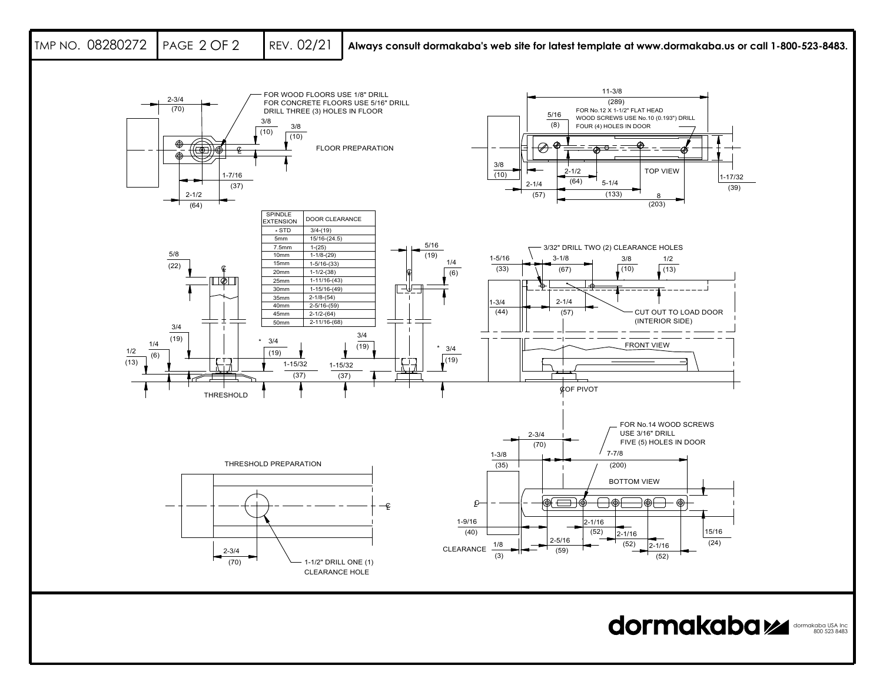TMP NO. 08280272 | PAGE 2 OF 2 | REV. 02/21

**Always consult dormakaba's web site for latest template at www.dormakaba.us or call 1-800-523-8483.**

FLOOR PREPARATION

FOR WOOD FLOORS USE 1/8" DRILL
FOR CONCRETE FLOORS USE 5/16" DRILL
DRILL THREE (3) HOLES IN FLOOR

2-3/4 (70)
3/8 (10)
3/8 (10)
1-7/16 (37)
2-1/2 (64)

TOP VIEW

11-3/8 (289)
5/16 (8)
FOR No.12 X 1-1/2" FLAT HEAD WOOD SCREWS USE No.10 (0.193") DRILL FOUR (4) HOLES IN DOOR
3/8 (10)
2-1/2 (64)
2-1/4 (57)
5-1/4 (133)
8 (203)
1-17/32 (39)

| SPINDLE EXTENSION | DOOR CLEARANCE |
|---|---|
| * STD | 3/4-(19) |
| 5mm | 15/16-(24.5) |
| 7.5mm | 1-(25) |
| 10mm | 1-1/8-(29) |
| 15mm | 1-5/16-(33) |
| 20mm | 1-1/2-(38) |
| 25mm | 1-11/16-(43) |
| 30mm | 1-15/16-(49) |
| 35mm | 2-1/8-(54) |
| 40mm | 2-5/16-(59) |
| 45mm | 2-1/2-(64) |
| 50mm | 2-11/16-(68) |

5/8 (22)
3/4 (19)
1/4 (6)
1/2 (13)
\* 3/4 (19)
1-15/32 (37)
THRESHOLD

5/16 (19)
1/4 (6)
3/4 (19)
1-15/32 (37)
\* 3/4 (19)

FRONT VIEW

3/32" DRILL TWO (2) CLEARANCE HOLES
1-5/16 (33)
3-1/8 (67)
3/8 (10)
1/2 (13)
1-3/4 (44)
2-1/4 (57)
CUT OUT TO LOAD DOOR (INTERIOR SIDE)
℄ OF PIVOT

THRESHOLD PREPARATION

2-3/4 (70)
1-1/2" DRILL ONE (1) CLEARANCE HOLE

BOTTOM VIEW

FOR No.14 WOOD SCREWS USE 3/16" DRILL FIVE (5) HOLES IN DOOR
2-3/4 (70)
1-3/8 (35)
7-7/8 (200)
1-9/16 (40)
CLEARANCE 1/8 (3)
2-5/16 (59)
2-1/16 (52)
2-1/16 (52)
2-1/16 (52)
15/16 (24)

dormakaba

dormakaba USA Inc
800 523 8483